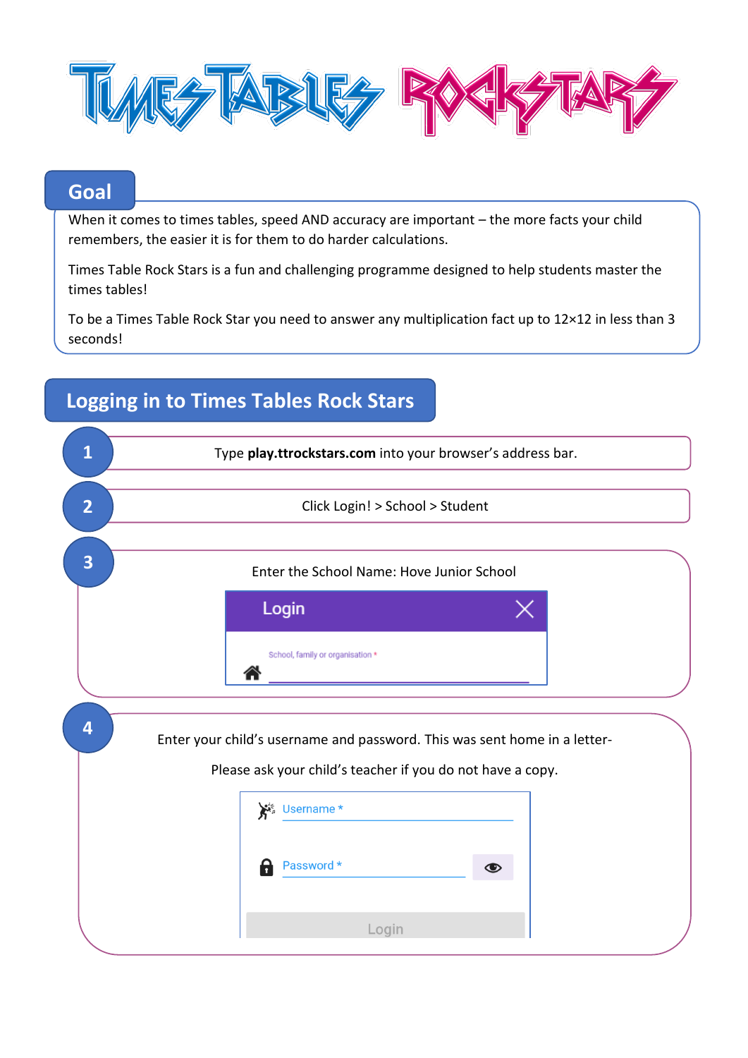# Times Tables Rock Stars

## Goal

When it comes to times tables, speed AND accuracy are important – the more facts your child remembers, the easier it is for them to do harder calculations.

Times Table Rock Stars is a fun and challenging programme designed to help students master the times tables!

To be a Times Table Rock Star you need to answer any multiplication fact up to 12×12 in less than 3 seconds!

## Logging in to Times Tables Rock Stars

1. Type **play.ttrockstars.com** into your browser's address bar.
2. Click Login! > School > Student
3. Enter the School Name: Hove Junior School

   Login

   School, family or organisation *

4. Enter your child's username and password. This was sent home in a letter-

   Please ask your child's teacher if you do not have a copy.

   Username *

   Password *

   Login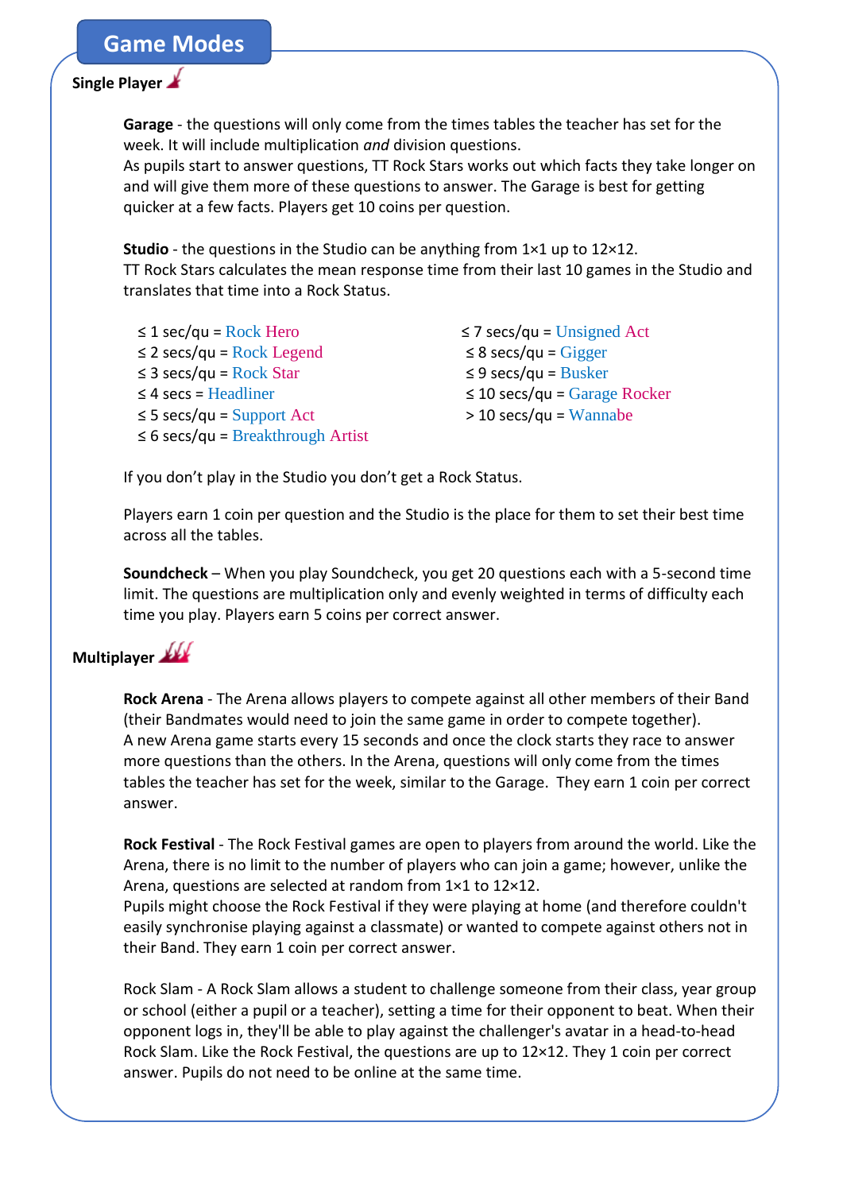## Game Modes

**Single Player**

**Garage** - the questions will only come from the times tables the teacher has set for the week. It will include multiplication *and* division questions.
As pupils start to answer questions, TT Rock Stars works out which facts they take longer on and will give them more of these questions to answer. The Garage is best for getting quicker at a few facts. Players get 10 coins per question.

**Studio** - the questions in the Studio can be anything from 1×1 up to 12×12.
TT Rock Stars calculates the mean response time from their last 10 games in the Studio and translates that time into a Rock Status.

- ≤ 1 sec/qu = Rock Hero
- ≤ 2 secs/qu = Rock Legend
- ≤ 3 secs/qu = Rock Star
- ≤ 4 secs = Headliner
- ≤ 5 secs/qu = Support Act
- ≤ 6 secs/qu = Breakthrough Artist
- ≤ 7 secs/qu = Unsigned Act
- ≤ 8 secs/qu = Gigger
- ≤ 9 secs/qu = Busker
- ≤ 10 secs/qu = Garage Rocker
- > 10 secs/qu = Wannabe

If you don't play in the Studio you don't get a Rock Status.

Players earn 1 coin per question and the Studio is the place for them to set their best time across all the tables.

**Soundcheck** – When you play Soundcheck, you get 20 questions each with a 5-second time limit. The questions are multiplication only and evenly weighted in terms of difficulty each time you play. Players earn 5 coins per correct answer.

**Multiplayer**

**Rock Arena** - The Arena allows players to compete against all other members of their Band (their Bandmates would need to join the same game in order to compete together).
A new Arena game starts every 15 seconds and once the clock starts they race to answer more questions than the others. In the Arena, questions will only come from the times tables the teacher has set for the week, similar to the Garage. They earn 1 coin per correct answer.

**Rock Festival** - The Rock Festival games are open to players from around the world. Like the Arena, there is no limit to the number of players who can join a game; however, unlike the Arena, questions are selected at random from 1×1 to 12×12.
Pupils might choose the Rock Festival if they were playing at home (and therefore couldn't easily synchronise playing against a classmate) or wanted to compete against others not in their Band. They earn 1 coin per correct answer.

Rock Slam - A Rock Slam allows a student to challenge someone from their class, year group or school (either a pupil or a teacher), setting a time for their opponent to beat. When their opponent logs in, they'll be able to play against the challenger's avatar in a head-to-head Rock Slam. Like the Rock Festival, the questions are up to 12×12. They 1 coin per correct answer. Pupils do not need to be online at the same time.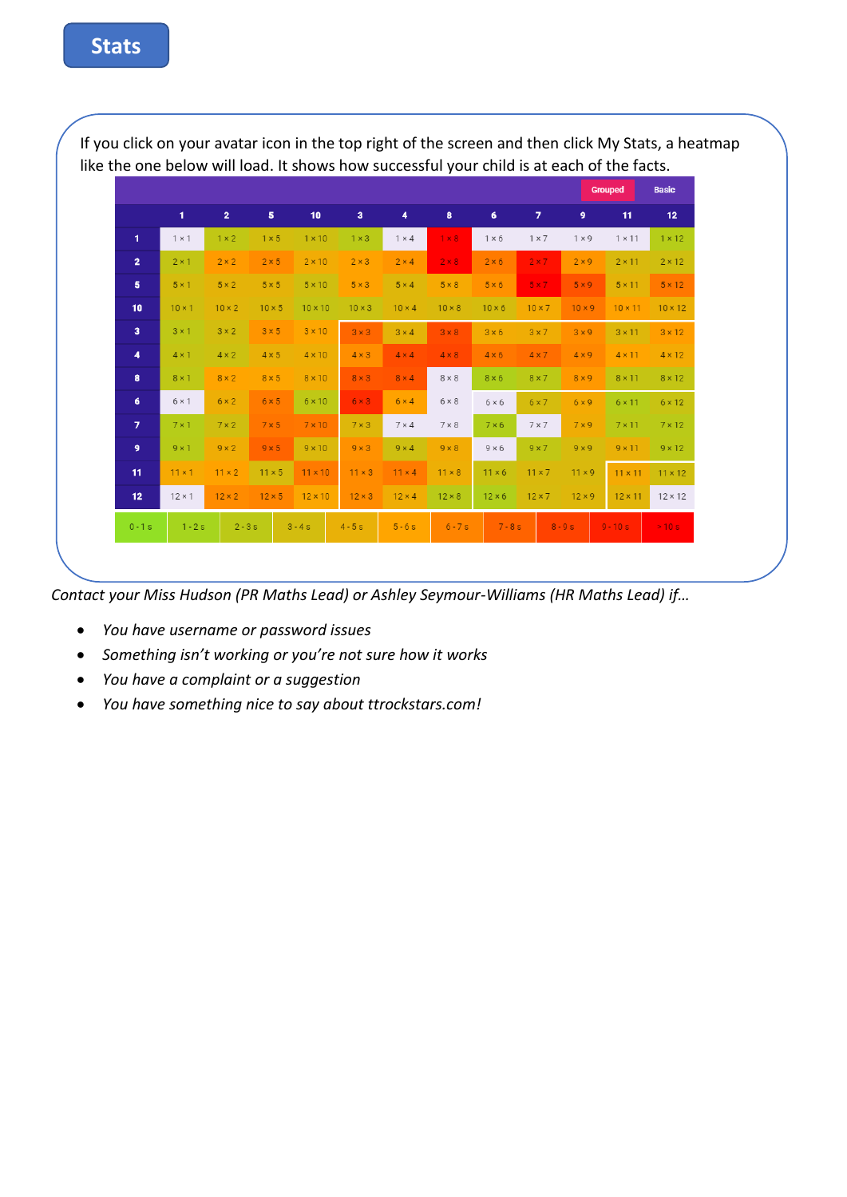# Stats

If you click on your avatar icon in the top right of the screen and then click My Stats, a heatmap like the one below will load. It shows how successful your child is at each of the facts.

Grouped Basic

| | 1 | 2 | 5 | 10 | 3 | 4 | 8 | 6 | 7 | 9 | 11 | 12 |
|---|---|---|---|---|---|---|---|---|---|---|---|---|
| 1 | 1 × 1 | 1 × 2 | 1 × 5 | 1 × 10 | 1 × 3 | 1 × 4 | 1 × 8 | 1 × 6 | 1 × 7 | 1 × 9 | 1 × 11 | 1 × 12 |
| 2 | 2 × 1 | 2 × 2 | 2 × 5 | 2 × 10 | 2 × 3 | 2 × 4 | 2 × 8 | 2 × 6 | 2 × 7 | 2 × 9 | 2 × 11 | 2 × 12 |
| 5 | 5 × 1 | 5 × 2 | 5 × 5 | 5 × 10 | 5 × 3 | 5 × 4 | 5 × 8 | 5 × 6 | 5 × 7 | 5 × 9 | 5 × 11 | 5 × 12 |
| 10 | 10 × 1 | 10 × 2 | 10 × 5 | 10 × 10 | 10 × 3 | 10 × 4 | 10 × 8 | 10 × 6 | 10 × 7 | 10 × 9 | 10 × 11 | 10 × 12 |
| 3 | 3 × 1 | 3 × 2 | 3 × 5 | 3 × 10 | 3 × 3 | 3 × 4 | 3 × 8 | 3 × 6 | 3 × 7 | 3 × 9 | 3 × 11 | 3 × 12 |
| 4 | 4 × 1 | 4 × 2 | 4 × 5 | 4 × 10 | 4 × 3 | 4 × 4 | 4 × 8 | 4 × 6 | 4 × 7 | 4 × 9 | 4 × 11 | 4 × 12 |
| 8 | 8 × 1 | 8 × 2 | 8 × 5 | 8 × 10 | 8 × 3 | 8 × 4 | 8 × 8 | 8 × 6 | 8 × 7 | 8 × 9 | 8 × 11 | 8 × 12 |
| 6 | 6 × 1 | 6 × 2 | 6 × 5 | 6 × 10 | 6 × 3 | 6 × 4 | 6 × 8 | 6 × 6 | 6 × 7 | 6 × 9 | 6 × 11 | 6 × 12 |
| 7 | 7 × 1 | 7 × 2 | 7 × 5 | 7 × 10 | 7 × 3 | 7 × 4 | 7 × 8 | 7 × 6 | 7 × 7 | 7 × 9 | 7 × 11 | 7 × 12 |
| 9 | 9 × 1 | 9 × 2 | 9 × 5 | 9 × 10 | 9 × 3 | 9 × 4 | 9 × 8 | 9 × 6 | 9 × 7 | 9 × 9 | 9 × 11 | 9 × 12 |
| 11 | 11 × 1 | 11 × 2 | 11 × 5 | 11 × 10 | 11 × 3 | 11 × 4 | 11 × 8 | 11 × 6 | 11 × 7 | 11 × 9 | 11 × 11 | 11 × 12 |
| 12 | 12 × 1 | 12 × 2 | 12 × 5 | 12 × 10 | 12 × 3 | 12 × 4 | 12 × 8 | 12 × 6 | 12 × 7 | 12 × 9 | 12 × 11 | 12 × 12 |

0 - 1 s | 1 - 2 s | 2 - 3 s | 3 - 4 s | 4 - 5 s | 5 - 6 s | 6 - 7 s | 7 - 8 s | 8 - 9 s | 9 - 10 s | > 10 s

*Contact your Miss Hudson (PR Maths Lead) or Ashley Seymour-Williams (HR Maths Lead) if…*

- *You have username or password issues*
- *Something isn't working or you're not sure how it works*
- *You have a complaint or a suggestion*
- *You have something nice to say about ttrockstars.com!*